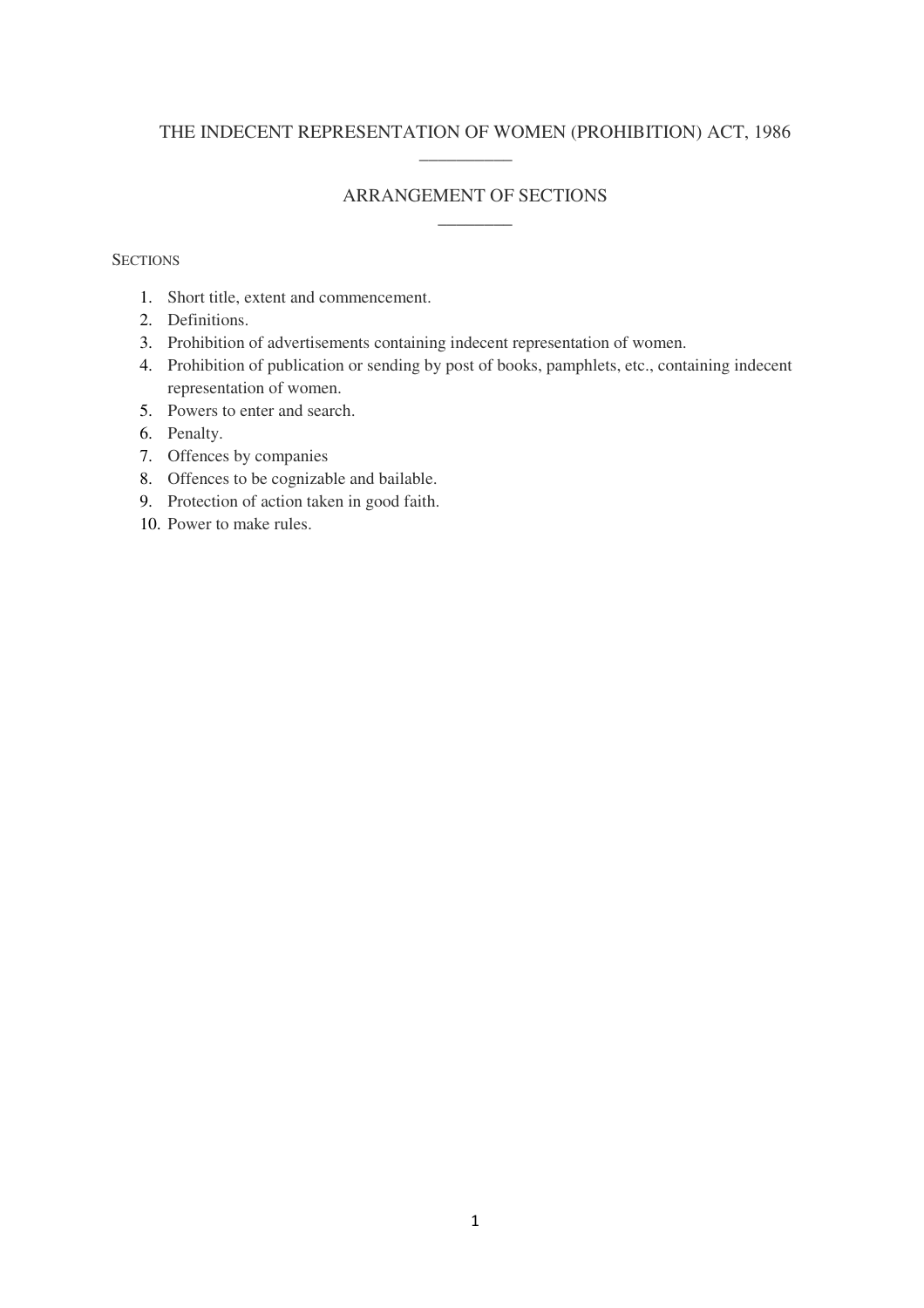# THE INDECENT REPRESENTATION OF WOMEN (PROHIBITION) ACT, 1986

## ARRANGEMENT OF SECTIONS

SECTIONS

1. Short title, extent and commencement.
2. Definitions.
3. Prohibition of advertisements containing indecent representation of women.
4. Prohibition of publication or sending by post of books, pamphlets, etc., containing indecent representation of women.
5. Powers to enter and search.
6. Penalty.
7. Offences by companies
8. Offences to be cognizable and bailable.
9. Protection of action taken in good faith.
10. Power to make rules.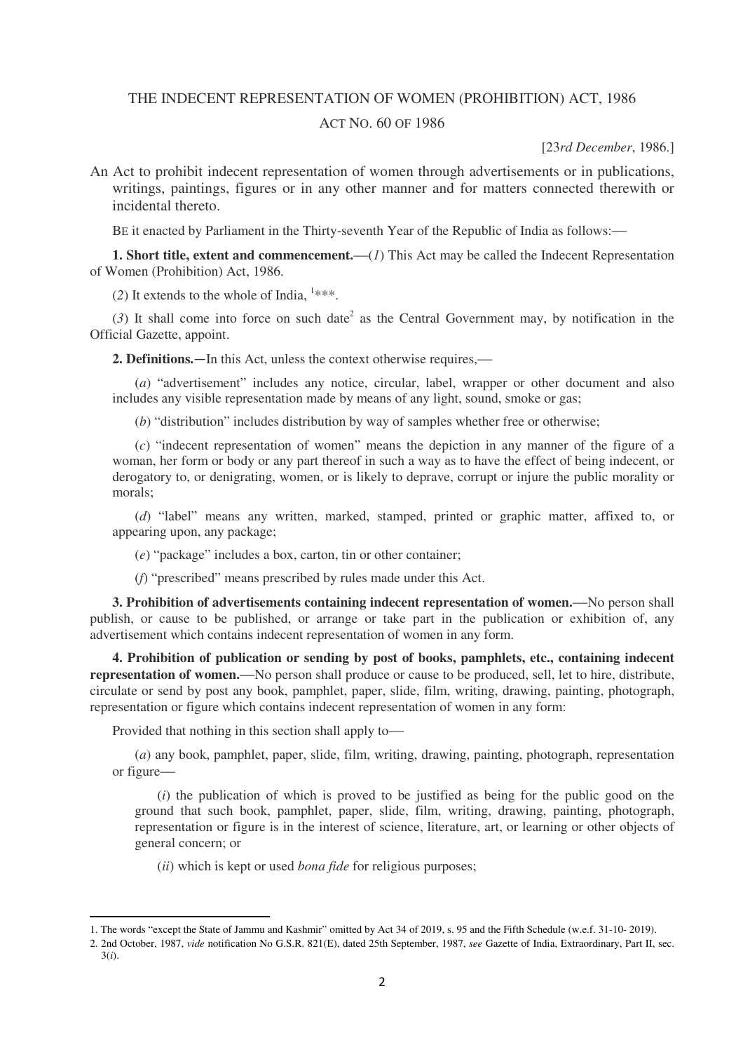# THE INDECENT REPRESENTATION OF WOMEN (PROHIBITION) ACT, 1986

## ACT NO. 60 OF 1986

[23*rd December*, 1986.]

An Act to prohibit indecent representation of women through advertisements or in publications, writings, paintings, figures or in any other manner and for matters connected therewith or incidental thereto.

BE it enacted by Parliament in the Thirty-seventh Year of the Republic of India as follows:—

**1. Short title, extent and commencement.**—(*1*) This Act may be called the Indecent Representation of Women (Prohibition) Act, 1986.

(*2*) It extends to the whole of India, [1]***.

(*3*) It shall come into force on such date[2] as the Central Government may, by notification in the Official Gazette, appoint.

**2. Definitions.**—In this Act, unless the context otherwise requires,—

(*a*) "advertisement" includes any notice, circular, label, wrapper or other document and also includes any visible representation made by means of any light, sound, smoke or gas;

(*b*) "distribution" includes distribution by way of samples whether free or otherwise;

(*c*) "indecent representation of women" means the depiction in any manner of the figure of a woman, her form or body or any part thereof in such a way as to have the effect of being indecent, or derogatory to, or denigrating, women, or is likely to deprave, corrupt or injure the public morality or morals;

(*d*) "label" means any written, marked, stamped, printed or graphic matter, affixed to, or appearing upon, any package;

(*e*) "package" includes a box, carton, tin or other container;

(*f*) "prescribed" means prescribed by rules made under this Act.

**3. Prohibition of advertisements containing indecent representation of women.**—No person shall publish, or cause to be published, or arrange or take part in the publication or exhibition of, any advertisement which contains indecent representation of women in any form.

**4. Prohibition of publication or sending by post of books, pamphlets, etc., containing indecent representation of women.**—No person shall produce or cause to be produced, sell, let to hire, distribute, circulate or send by post any book, pamphlet, paper, slide, film, writing, drawing, painting, photograph, representation or figure which contains indecent representation of women in any form:

Provided that nothing in this section shall apply to—

(*a*) any book, pamphlet, paper, slide, film, writing, drawing, painting, photograph, representation or figure—

(*i*) the publication of which is proved to be justified as being for the public good on the ground that such book, pamphlet, paper, slide, film, writing, drawing, painting, photograph, representation or figure is in the interest of science, literature, art, or learning or other objects of general concern; or

(*ii*) which is kept or used *bona fide* for religious purposes;

---

1. The words "except the State of Jammu and Kashmir" omitted by Act 34 of 2019, s. 95 and the Fifth Schedule (w.e.f. 31-10- 2019).

2. 2nd October, 1987, *vide* notification No G.S.R. 821(E), dated 25th September, 1987, *see* Gazette of India, Extraordinary, Part II, sec. 3(*i*).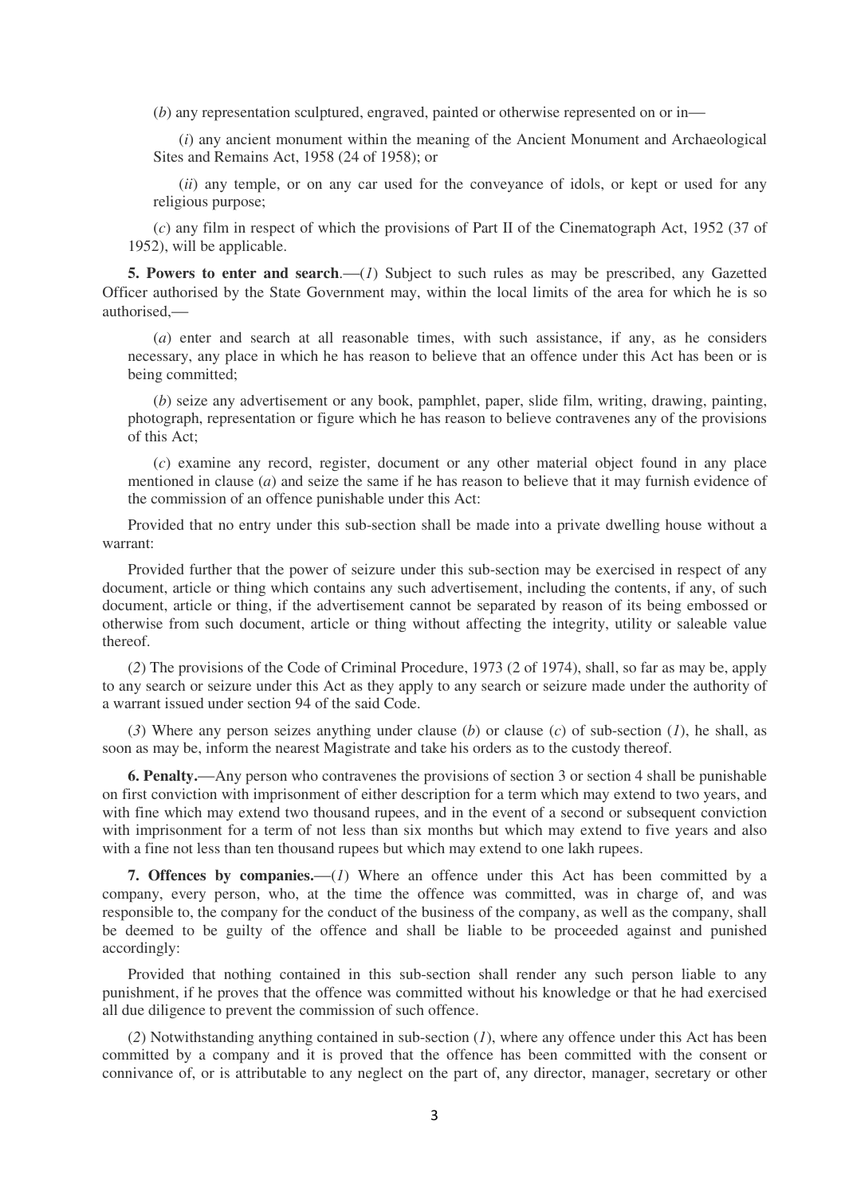(*b*) any representation sculptured, engraved, painted or otherwise represented on or in—

(*i*) any ancient monument within the meaning of the Ancient Monument and Archaeological Sites and Remains Act, 1958 (24 of 1958); or

(*ii*) any temple, or on any car used for the conveyance of idols, or kept or used for any religious purpose;

(*c*) any film in respect of which the provisions of Part II of the Cinematograph Act, 1952 (37 of 1952), will be applicable.

**5. Powers to enter and search**.—(*1*) Subject to such rules as may be prescribed, any Gazetted Officer authorised by the State Government may, within the local limits of the area for which he is so authorised,—

(*a*) enter and search at all reasonable times, with such assistance, if any, as he considers necessary, any place in which he has reason to believe that an offence under this Act has been or is being committed;

(*b*) seize any advertisement or any book, pamphlet, paper, slide film, writing, drawing, painting, photograph, representation or figure which he has reason to believe contravenes any of the provisions of this Act;

(*c*) examine any record, register, document or any other material object found in any place mentioned in clause (*a*) and seize the same if he has reason to believe that it may furnish evidence of the commission of an offence punishable under this Act:

Provided that no entry under this sub-section shall be made into a private dwelling house without a warrant:

Provided further that the power of seizure under this sub-section may be exercised in respect of any document, article or thing which contains any such advertisement, including the contents, if any, of such document, article or thing, if the advertisement cannot be separated by reason of its being embossed or otherwise from such document, article or thing without affecting the integrity, utility or saleable value thereof.

(*2*) The provisions of the Code of Criminal Procedure, 1973 (2 of 1974), shall, so far as may be, apply to any search or seizure under this Act as they apply to any search or seizure made under the authority of a warrant issued under section 94 of the said Code.

(*3*) Where any person seizes anything under clause (*b*) or clause (*c*) of sub-section (*1*), he shall, as soon as may be, inform the nearest Magistrate and take his orders as to the custody thereof.

**6. Penalty.**—Any person who contravenes the provisions of section 3 or section 4 shall be punishable on first conviction with imprisonment of either description for a term which may extend to two years, and with fine which may extend two thousand rupees, and in the event of a second or subsequent conviction with imprisonment for a term of not less than six months but which may extend to five years and also with a fine not less than ten thousand rupees but which may extend to one lakh rupees.

**7. Offences by companies.**—(*1*) Where an offence under this Act has been committed by a company, every person, who, at the time the offence was committed, was in charge of, and was responsible to, the company for the conduct of the business of the company, as well as the company, shall be deemed to be guilty of the offence and shall be liable to be proceeded against and punished accordingly:

Provided that nothing contained in this sub-section shall render any such person liable to any punishment, if he proves that the offence was committed without his knowledge or that he had exercised all due diligence to prevent the commission of such offence.

(*2*) Notwithstanding anything contained in sub-section (*1*), where any offence under this Act has been committed by a company and it is proved that the offence has been committed with the consent or connivance of, or is attributable to any neglect on the part of, any director, manager, secretary or other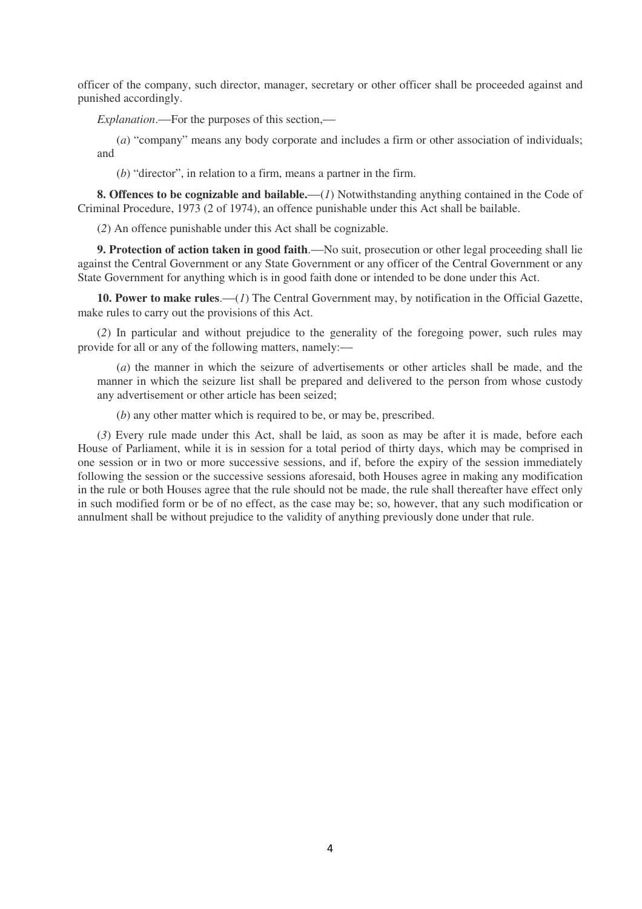officer of the company, such director, manager, secretary or other officer shall be proceeded against and punished accordingly.

*Explanation*.—For the purposes of this section,—

(*a*) "company" means any body corporate and includes a firm or other association of individuals; and

(*b*) "director", in relation to a firm, means a partner in the firm.

**8. Offences to be cognizable and bailable.**—(*1*) Notwithstanding anything contained in the Code of Criminal Procedure, 1973 (2 of 1974), an offence punishable under this Act shall be bailable.

(*2*) An offence punishable under this Act shall be cognizable.

**9. Protection of action taken in good faith**.—No suit, prosecution or other legal proceeding shall lie against the Central Government or any State Government or any officer of the Central Government or any State Government for anything which is in good faith done or intended to be done under this Act.

**10. Power to make rules**.—(*1*) The Central Government may, by notification in the Official Gazette, make rules to carry out the provisions of this Act.

(*2*) In particular and without prejudice to the generality of the foregoing power, such rules may provide for all or any of the following matters, namely:—

(*a*) the manner in which the seizure of advertisements or other articles shall be made, and the manner in which the seizure list shall be prepared and delivered to the person from whose custody any advertisement or other article has been seized;

(*b*) any other matter which is required to be, or may be, prescribed.

(*3*) Every rule made under this Act, shall be laid, as soon as may be after it is made, before each House of Parliament, while it is in session for a total period of thirty days, which may be comprised in one session or in two or more successive sessions, and if, before the expiry of the session immediately following the session or the successive sessions aforesaid, both Houses agree in making any modification in the rule or both Houses agree that the rule should not be made, the rule shall thereafter have effect only in such modified form or be of no effect, as the case may be; so, however, that any such modification or annulment shall be without prejudice to the validity of anything previously done under that rule.